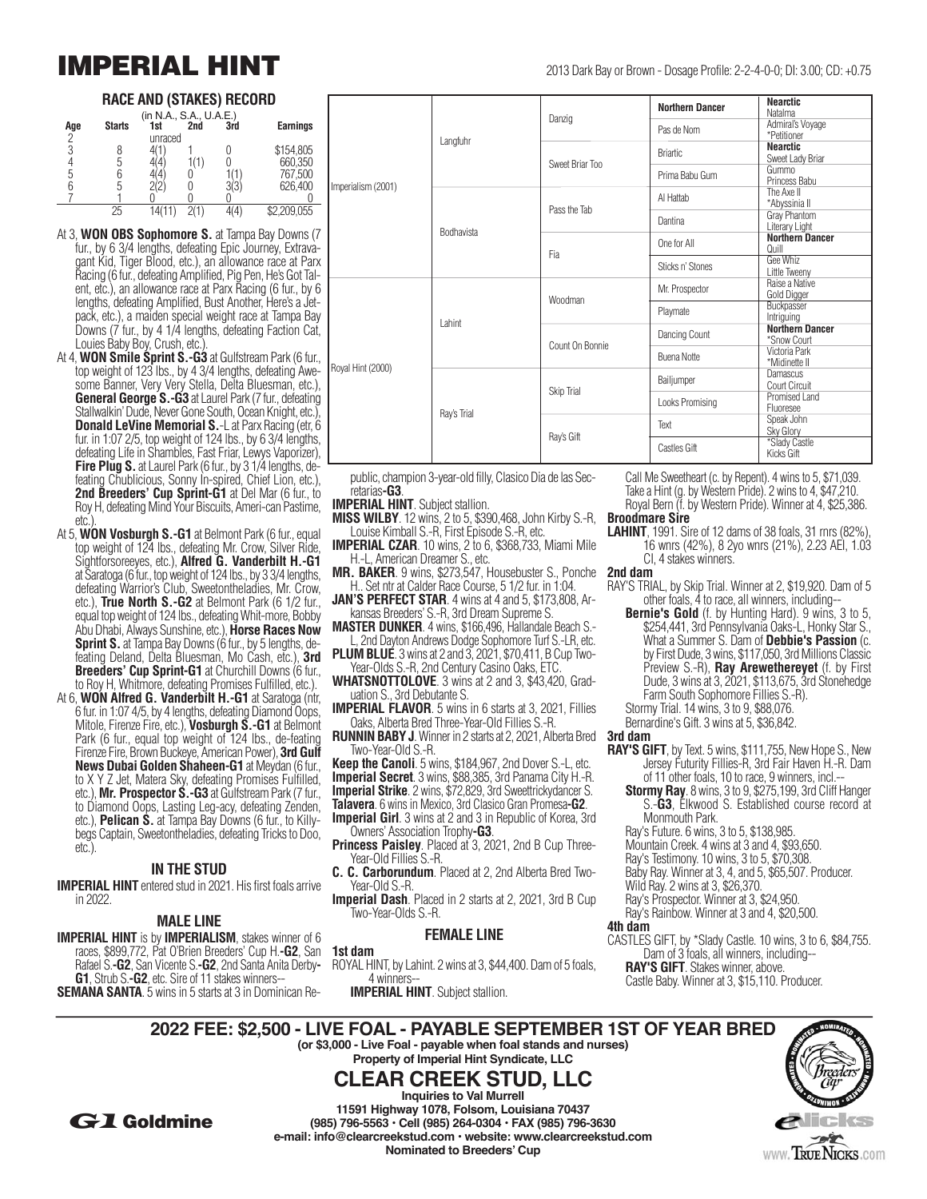# IMPERIAL HINT

2013 Dark Bay or Brown - Dosage Profile: 2-2-4-0-0; DI: 3.00; CD: +0.75

### RACE AND (STAKES) RECORD

(in N.A., S.A., U.A.E.)

| Age | Starts | 1st | 2nd | 3rd | Earnings |
|---|---|---|---|---|---|
| 2 | | unraced | | | |
| 3 | 8 | 4(1) | 1 | 0 | $154,805 |
| 4 | 5 | 4(4) | 1(1) | 0 | 660,350 |
| 5 | 6 | 4(4) | 0 | 1(1) | 767,500 |
| 6 | 5 | 2(2) | 0 | 3(3) | 626,400 |
| 7 | 1 | 0 | 0 | 0 | 0 |
| | 25 | 14(11) | 2(1) | 4(4) | $2,209,055 |

At 3, **WON OBS Sophomore S.** at Tampa Bay Downs (7 fur., by 6 3/4 lengths, defeating Epic Journey, Extravagant Kid, Tiger Blood, etc.), an allowance race at Parx Racing (6 fur., defeating Amplified, Pig Pen, He's Got Talent, etc.), an allowance race at Parx Racing (6 fur., by 6 lengths, defeating Amplified, Bust Another, Here's a Jetpack, etc.), a maiden special weight race at Tampa Bay Downs (7 fur., by 4 1/4 lengths, defeating Faction Cat, Louies Baby Boy, Crush, etc.).

At 4, **WON Smile Sprint S.-G3** at Gulfstream Park (6 fur., top weight of 123 lbs., by 4 3/4 lengths, defeating Awesome Banner, Very Very Stella, Delta Bluesman, etc.), **General George S.-G3** at Laurel Park (7 fur., defeating Stallwalkin' Dude, Never Gone South, Ocean Knight, etc.), **Donald LeVine Memorial S.**-L at Parx Racing (etr, 6 fur. in 1:07 2/5, top weight of 124 lbs., by 6 3/4 lengths, defeating Life in Shambles, Fast Friar, Lewys Vaporizer), **Fire Plug S.** at Laurel Park (6 fur., by 3 1/4 lengths, defeating Chublicious, Sonny In-spired, Chief Lion, etc.), **2nd Breeders' Cup Sprint-G1** at Del Mar (6 fur., to Roy H, defeating Mind Your Biscuits, Ameri-can Pastime, etc.).

At 5, **WON Vosburgh S.-G1** at Belmont Park (6 fur., equal top weight of 124 lbs., defeating Mr. Crow, Silver Ride, Sightforsoreeyes, etc.), **Alfred G. Vanderbilt H.-G1** at Saratoga (6 fur., top weight of 124 lbs., by 3 3/4 lengths, defeating Warrior's Club, Sweetontheladies, Mr. Crow, etc.), **True North S.-G2** at Belmont Park (6 1/2 fur., equal top weight of 124 lbs., defeating Whit-more, Bobby Abu Dhabi, Always Sunshine, etc.), **Horse Races Now Sprint S.** at Tampa Bay Downs (6 fur., by 5 lengths, defeating Deland, Delta Bluesman, Mo Cash, etc.), **3rd Breeders' Cup Sprint-G1** at Churchill Downs (6 fur., to Roy H, Whitmore, defeating Promises Fulfilled, etc.).

At 6, **WON Alfred G. Vanderbilt H.-G1** at Saratoga (ntr, 6 fur. in 1:07 4/5, by 4 lengths, defeating Diamond Oops, Mitole, Firenze Fire, etc.), **Vosburgh S.-G1** at Belmont Park (6 fur., equal top weight of 124 lbs., de-feating Firenze Fire, Brown Buckeye, American Power), **3rd Gulf News Dubai Golden Shaheen-G1** at Meydan (6 fur., to X Y Z Jet, Matera Sky, defeating Promises Fulfilled, etc.), **Mr. Prospector S.-G3** at Gulfstream Park (7 fur., to Diamond Oops, Lasting Leg-acy, defeating Zenden, etc.), **Pelican S.** at Tampa Bay Downs (6 fur., to Killybegs Captain, Sweetontheladies, defeating Tricks to Doo, etc.).

| | | | | |
|---|---|---|---|---|
| Imperialism (2001) | Langfuhr | Danzig | **Northern Dancer** | **Nearctic**<br>Natalma |
| | | | Pas de Nom | Admiral's Voyage<br>*Petitioner |
| | | Sweet Briar Too | Briartic | **Nearctic**<br>Sweet Lady Briar |
| | | | Prima Babu Gum | Gummo<br>Princess Babu |
| | Bodhavista | Pass the Tab | Al Hattab | The Axe II<br>*Abyssinia II |
| | | | Dantina | Gray Phantom<br>Literary Light |
| | | Fia | One for All | **Northern Dancer**<br>Quill |
| | | | Sticks n' Stones | Gee Whiz<br>Little Tweeny |
| Royal Hint (2000) | Lahint | Woodman | Mr. Prospector | Raise a Native<br>Gold Digger |
| | | | Playmate | Buckpasser<br>Intriguing |
| | | Count On Bonnie | Dancing Count | **Northern Dancer**<br>*Snow Court |
| | | | Buena Notte | Victoria Park<br>*Midinette II |
| | Ray's Trial | Skip Trial | Bailjumper | Damascus<br>Court Circuit |
| | | | Looks Promising | Promised Land<br>Fluoresee |
| | | Ray's Gift | Text | Speak John<br>Sky Glory |
| | | | Castles Gift | *Slady Castle<br>Kicks Gift |

### IN THE STUD

**IMPERIAL HINT** entered stud in 2021. His first foals arrive in 2022.

### MALE LINE

**IMPERIAL HINT** is by **IMPERIALISM**, stakes winner of 6 races, $899,772, Pat O'Brien Breeders' Cup H.-**G2**, San Rafael S.-**G2**, San Vicente S.-**G2**, 2nd Santa Anita Derby-**G1**, Strub S.-**G2**, etc. Sire of 11 stakes winners--

**SEMANA SANTA**. 5 wins in 5 starts at 3 in Dominican Republic, champion 3-year-old filly, Clasico Dia de las Secretarias-**G3**.

**IMPERIAL HINT**. Subject stallion.

**MISS WILBY**. 12 wins, 2 to 5, $390,468, John Kirby S.-R, Louise Kimball S.-R, First Episode S.-R, etc.

**IMPERIAL CZAR**. 10 wins, 2 to 6, $368,733, Miami Mile H.-L, American Dreamer S., etc.

**MR. BAKER**. 9 wins, $273,547, Housebuster S., Ponche H.. Set ntr at Calder Race Course, 5 1/2 fur. in 1:04.

**JAN'S PERFECT STAR**. 4 wins at 4 and 5, $173,808, Arkansas Breeders' S.-R, 3rd Dream Supreme S.

**MASTER DUNKER**. 4 wins, $166,496, Hallandale Beach S.-L, 2nd Dayton Andrews Dodge Sophomore Turf S.-LR, etc.

**PLUM BLUE**. 3 wins at 2 and 3, 2021, $70,411, B Cup Two-Year-Olds S.-R, 2nd Century Casino Oaks, ETC.

**WHATSNOTTOLOVE**. 3 wins at 2 and 3, $43,420, Graduation S., 3rd Debutante S.

**IMPERIAL FLAVOR**. 5 wins in 6 starts at 3, 2021, Fillies Oaks, Alberta Bred Three-Year-Old Fillies S.-R.

**RUNNIN BABY J**. Winner in 2 starts at 2, 2021, Alberta Bred Two-Year-Old S.-R.

**Keep the Canoli**. 5 wins, $184,967, 2nd Dover S.-L, etc.

**Imperial Secret**. 3 wins, $88,385, 3rd Panama City H.-R.

**Imperial Strike**. 2 wins, $72,829, 3rd Sweettrickydancer S.

**Talavera**. 6 wins in Mexico, 3rd Clasico Gran Promesa-**G2**.

**Imperial Girl**. 3 wins at 2 and 3 in Republic of Korea, 3rd Owners' Association Trophy-**G3**.

**Princess Paisley**. Placed at 3, 2021, 2nd B Cup Three-Year-Old Fillies S.-R.

**C. C. Carborundum**. Placed at 2, 2nd Alberta Bred Two-Year-Old S.-R.

**Imperial Dash**. Placed in 2 starts at 2, 2021, 3rd B Cup Two-Year-Olds S.-R.

### FEMALE LINE

**1st dam**

ROYAL HINT, by Lahint. 2 wins at 3, $44,400. Dam of 5 foals, 4 winners--

**IMPERIAL HINT**. Subject stallion.

Call Me Sweetheart (c. by Repent). 4 wins to 5, $71,039.

Take a Hint (g. by Western Pride). 2 wins to 4, $47,210.

Royal Bern (f. by Western Pride). Winner at 4, $25,386.

**Broodmare Sire**

**LAHINT**, 1991. Sire of 12 dams of 38 foals, 31 rnrs (82%), 16 wnrs (42%), 8 2yo wnrs (21%), 2.23 AEI, 1.03 CI, 4 stakes winners.

**2nd dam**

RAY'S TRIAL, by Skip Trial. Winner at 2, $19,920. Dam of 5 other foals, 4 to race, all winners, including--

**Bernie's Gold** (f. by Hunting Hard). 9 wins, 3 to 5, $254,441, 3rd Pennsylvania Oaks-L, Honky Star S., What a Summer S. Dam of **Debbie's Passion** (c. by First Dude, 3 wins, $117,050, 3rd Millions Classic Preview S.-R), **Ray Arewethereyet** (f. by First Dude, 3 wins at 3, 2021, $113,675, 3rd Stonehedge Farm South Sophomore Fillies S.-R).

Stormy Trial. 14 wins, 3 to 9, $88,076.

Bernardine's Gift. 3 wins at 5, $36,842.

**3rd dam**

**RAY'S GIFT**, by Text. 5 wins, $111,755, New Hope S., New Jersey Futurity Fillies-R, 3rd Fair Haven H.-R. Dam of 11 other foals, 10 to race, 9 winners, incl.--

**Stormy Ray**. 8 wins, 3 to 9, $275,199, 3rd Cliff Hanger S.-**G3**, Elkwood S. Established course record at Monmouth Park.

Ray's Future. 6 wins, 3 to 5, $138,985.

Mountain Creek. 4 wins at 3 and 4, $93,650.

Ray's Testimony. 10 wins, 3 to 5, $70,308.

Baby Ray. Winner at 3, 4, and 5, $65,507. Producer.

Wild Ray. 2 wins at 3, $26,370.

Ray's Prospector. Winner at 3, $24,950.

Ray's Rainbow. Winner at 3 and 4, $20,500.

**4th dam**

CASTLES GIFT, by *Slady Castle. 10 wins, 3 to 6, $84,755. Dam of 3 foals, all winners, including--

**RAY'S GIFT**. Stakes winner, above.

Castle Baby. Winner at 3, $15,110. Producer.

## 2022 FEE: $2,500 - LIVE FOAL - PAYABLE SEPTEMBER 1ST OF YEAR BRED

**(or $3,000 - Live Foal - payable when foal stands and nurses)**

**Property of Imperial Hint Syndicate, LLC**

## CLEAR CREEK STUD, LLC

**Inquiries to Val Murrell**

**11591 Highway 1078, Folsom, Louisiana 70437**

**(985) 796-5563 • Cell (985) 264-0304 • FAX (985) 796-3630**

**e-mail: info@clearcreekstud.com • website: www.clearcreekstud.com**

**Nominated to Breeders' Cup**

G1 Goldmine

www.TRUENICKS.com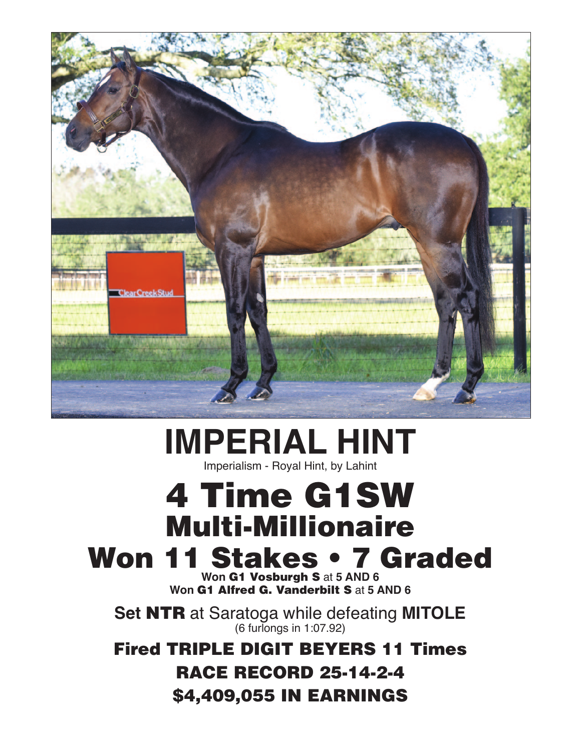# IMPERIAL HINT

Imperialism - Royal Hint, by Lahint

## 4 Time G1SW
## Multi-Millionaire
## Won 11 Stakes • 7 Graded

**Won G1 Vosburgh S at 5 AND 6**
**Won G1 Alfred G. Vanderbilt S at 5 AND 6**

**Set NTR** at Saratoga while defeating **MITOLE**
(6 furlongs in 1:07.92)

**Fired TRIPLE DIGIT BEYERS 11 Times**

**RACE RECORD 25-14-2-4**

**$4,409,055 IN EARNINGS**